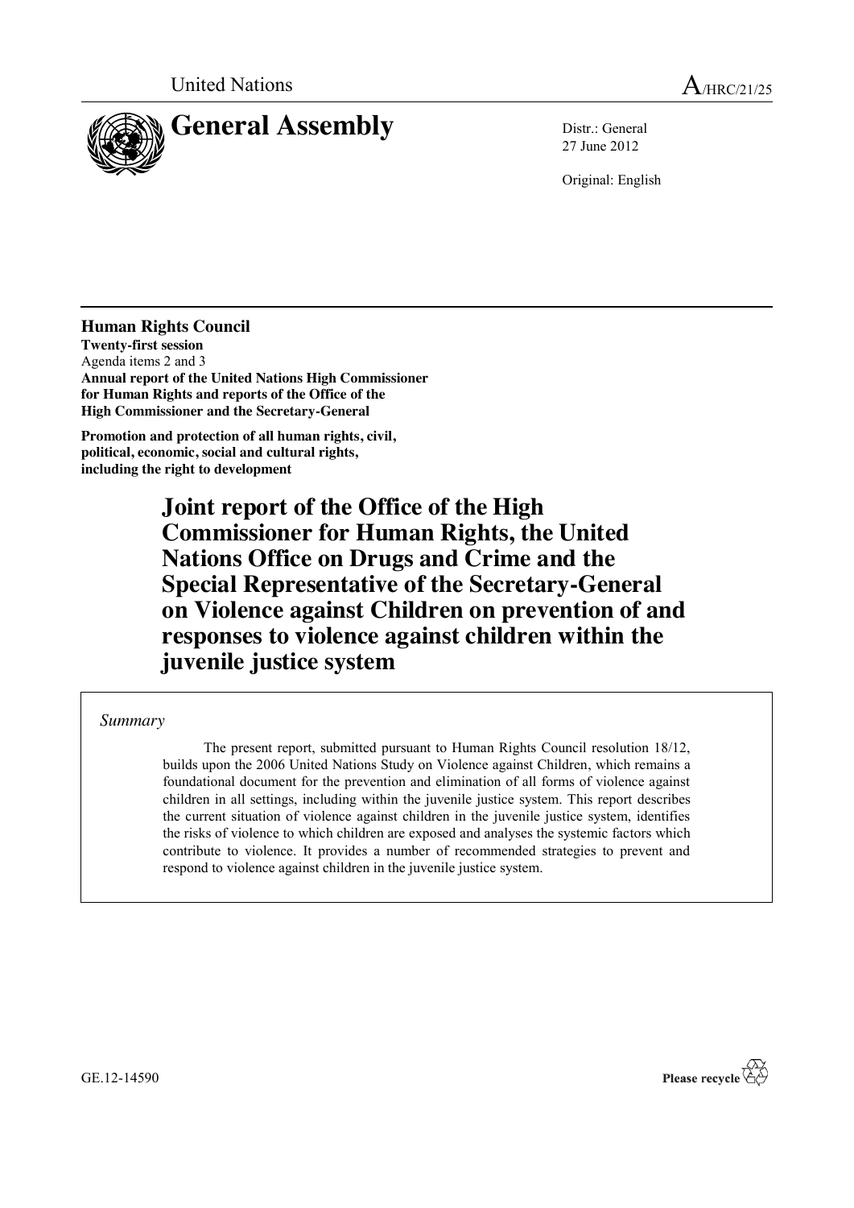United Nations

A/HRC/21/25

# General Assembly

Distr.: General
27 June 2012

Original: English

**Human Rights Council**
**Twenty-first session**
Agenda items 2 and 3
**Annual report of the United Nations High Commissioner for Human Rights and reports of the Office of the High Commissioner and the Secretary-General**

**Promotion and protection of all human rights, civil, political, economic, social and cultural rights, including the right to development**

# Joint report of the Office of the High Commissioner for Human Rights, the United Nations Office on Drugs and Crime and the Special Representative of the Secretary-General on Violence against Children on prevention of and responses to violence against children within the juvenile justice system

*Summary*

The present report, submitted pursuant to Human Rights Council resolution 18/12, builds upon the 2006 United Nations Study on Violence against Children, which remains a foundational document for the prevention and elimination of all forms of violence against children in all settings, including within the juvenile justice system. This report describes the current situation of violence against children in the juvenile justice system, identifies the risks of violence to which children are exposed and analyses the systemic factors which contribute to violence. It provides a number of recommended strategies to prevent and respond to violence against children in the juvenile justice system.

GE.12-14590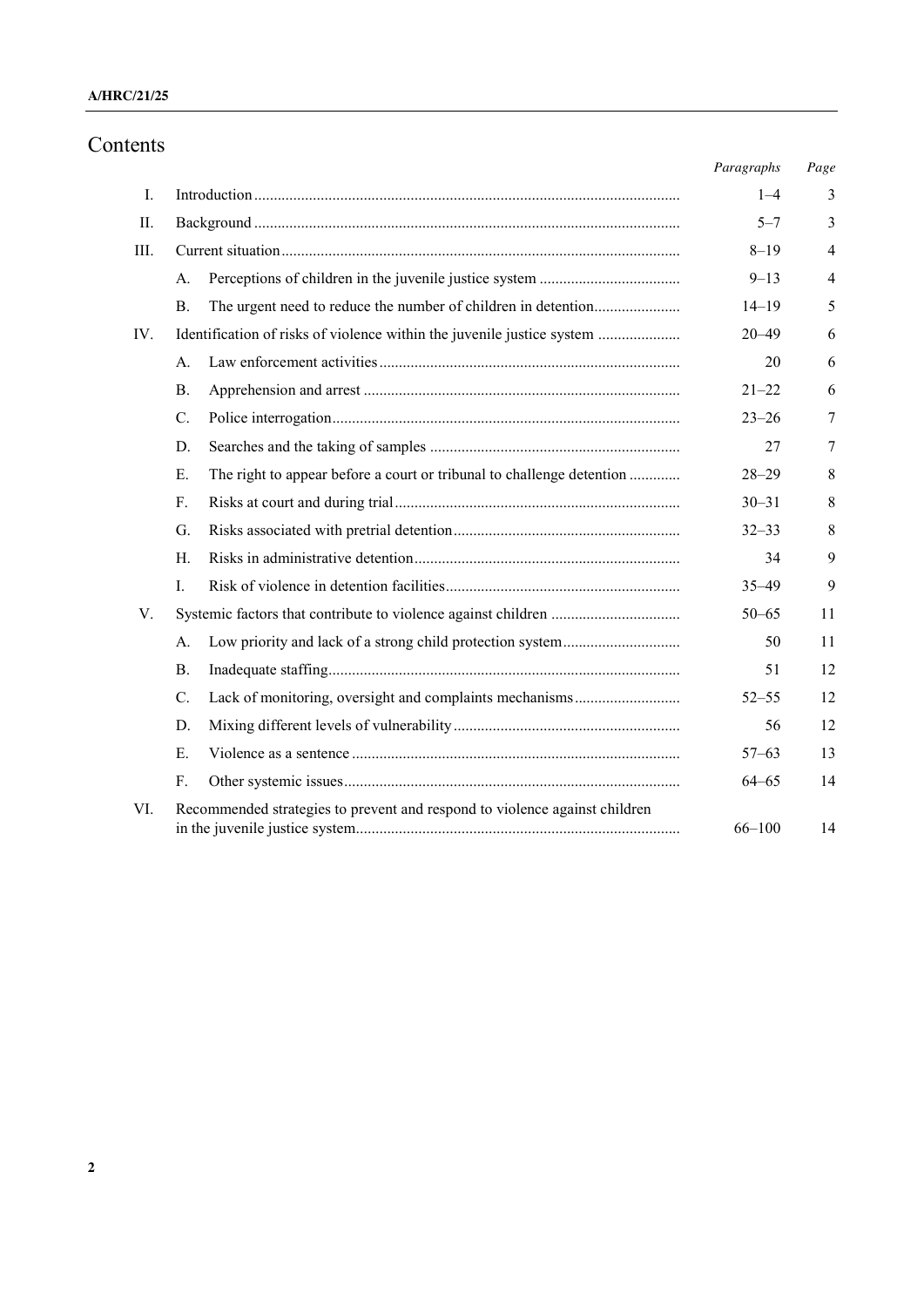# Contents

| | | | Paragraphs | Page |
|---|---|---|---|---|
| I. | Introduction | | 1–4 | 3 |
| II. | Background | | 5–7 | 3 |
| III. | Current situation | | 8–19 | 4 |
| | A. | Perceptions of children in the juvenile justice system | 9–13 | 4 |
| | B. | The urgent need to reduce the number of children in detention | 14–19 | 5 |
| IV. | Identification of risks of violence within the juvenile justice system | | 20–49 | 6 |
| | A. | Law enforcement activities | 20 | 6 |
| | B. | Apprehension and arrest | 21–22 | 6 |
| | C. | Police interrogation | 23–26 | 7 |
| | D. | Searches and the taking of samples | 27 | 7 |
| | E. | The right to appear before a court or tribunal to challenge detention | 28–29 | 8 |
| | F. | Risks at court and during trial | 30–31 | 8 |
| | G. | Risks associated with pretrial detention | 32–33 | 8 |
| | H. | Risks in administrative detention | 34 | 9 |
| | I. | Risk of violence in detention facilities | 35–49 | 9 |
| V. | Systemic factors that contribute to violence against children | | 50–65 | 11 |
| | A. | Low priority and lack of a strong child protection system | 50 | 11 |
| | B. | Inadequate staffing | 51 | 12 |
| | C. | Lack of monitoring, oversight and complaints mechanisms | 52–55 | 12 |
| | D. | Mixing different levels of vulnerability | 56 | 12 |
| | E. | Violence as a sentence | 57–63 | 13 |
| | F. | Other systemic issues | 64–65 | 14 |
| VI. | Recommended strategies to prevent and respond to violence against children in the juvenile justice system | | 66–100 | 14 |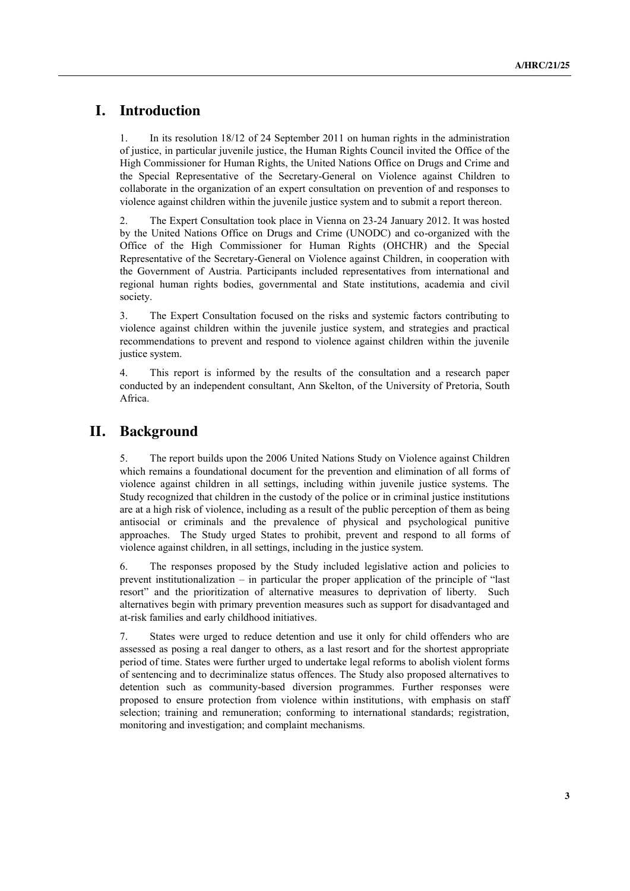# I. Introduction

1. In its resolution 18/12 of 24 September 2011 on human rights in the administration of justice, in particular juvenile justice, the Human Rights Council invited the Office of the High Commissioner for Human Rights, the United Nations Office on Drugs and Crime and the Special Representative of the Secretary-General on Violence against Children to collaborate in the organization of an expert consultation on prevention of and responses to violence against children within the juvenile justice system and to submit a report thereon.

2. The Expert Consultation took place in Vienna on 23-24 January 2012. It was hosted by the United Nations Office on Drugs and Crime (UNODC) and co-organized with the Office of the High Commissioner for Human Rights (OHCHR) and the Special Representative of the Secretary-General on Violence against Children, in cooperation with the Government of Austria. Participants included representatives from international and regional human rights bodies, governmental and State institutions, academia and civil society.

3. The Expert Consultation focused on the risks and systemic factors contributing to violence against children within the juvenile justice system, and strategies and practical recommendations to prevent and respond to violence against children within the juvenile justice system.

4. This report is informed by the results of the consultation and a research paper conducted by an independent consultant, Ann Skelton, of the University of Pretoria, South Africa.

# II. Background

5. The report builds upon the 2006 United Nations Study on Violence against Children which remains a foundational document for the prevention and elimination of all forms of violence against children in all settings, including within juvenile justice systems. The Study recognized that children in the custody of the police or in criminal justice institutions are at a high risk of violence, including as a result of the public perception of them as being antisocial or criminals and the prevalence of physical and psychological punitive approaches. The Study urged States to prohibit, prevent and respond to all forms of violence against children, in all settings, including in the justice system.

6. The responses proposed by the Study included legislative action and policies to prevent institutionalization – in particular the proper application of the principle of "last resort" and the prioritization of alternative measures to deprivation of liberty. Such alternatives begin with primary prevention measures such as support for disadvantaged and at-risk families and early childhood initiatives.

7. States were urged to reduce detention and use it only for child offenders who are assessed as posing a real danger to others, as a last resort and for the shortest appropriate period of time. States were further urged to undertake legal reforms to abolish violent forms of sentencing and to decriminalize status offences. The Study also proposed alternatives to detention such as community-based diversion programmes. Further responses were proposed to ensure protection from violence within institutions, with emphasis on staff selection; training and remuneration; conforming to international standards; registration, monitoring and investigation; and complaint mechanisms.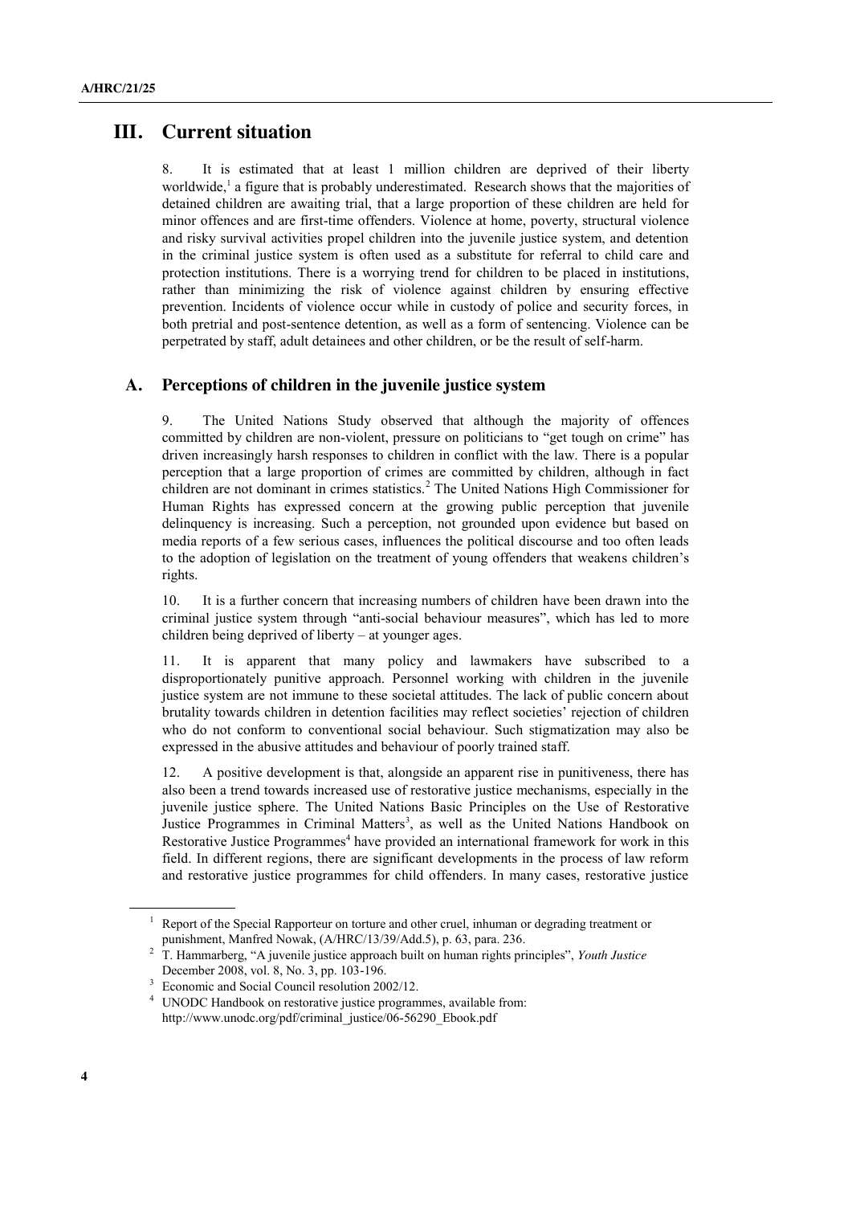## III. Current situation

8. It is estimated that at least 1 million children are deprived of their liberty worldwide,[1] a figure that is probably underestimated. Research shows that the majorities of detained children are awaiting trial, that a large proportion of these children are held for minor offences and are first-time offenders. Violence at home, poverty, structural violence and risky survival activities propel children into the juvenile justice system, and detention in the criminal justice system is often used as a substitute for referral to child care and protection institutions. There is a worrying trend for children to be placed in institutions, rather than minimizing the risk of violence against children by ensuring effective prevention. Incidents of violence occur while in custody of police and security forces, in both pretrial and post-sentence detention, as well as a form of sentencing. Violence can be perpetrated by staff, adult detainees and other children, or be the result of self-harm.

### A. Perceptions of children in the juvenile justice system

9. The United Nations Study observed that although the majority of offences committed by children are non-violent, pressure on politicians to "get tough on crime" has driven increasingly harsh responses to children in conflict with the law. There is a popular perception that a large proportion of crimes are committed by children, although in fact children are not dominant in crimes statistics.[2] The United Nations High Commissioner for Human Rights has expressed concern at the growing public perception that juvenile delinquency is increasing. Such a perception, not grounded upon evidence but based on media reports of a few serious cases, influences the political discourse and too often leads to the adoption of legislation on the treatment of young offenders that weakens children's rights.

10. It is a further concern that increasing numbers of children have been drawn into the criminal justice system through "anti-social behaviour measures", which has led to more children being deprived of liberty – at younger ages.

11. It is apparent that many policy and lawmakers have subscribed to a disproportionately punitive approach. Personnel working with children in the juvenile justice system are not immune to these societal attitudes. The lack of public concern about brutality towards children in detention facilities may reflect societies' rejection of children who do not conform to conventional social behaviour. Such stigmatization may also be expressed in the abusive attitudes and behaviour of poorly trained staff.

12. A positive development is that, alongside an apparent rise in punitiveness, there has also been a trend towards increased use of restorative justice mechanisms, especially in the juvenile justice sphere. The United Nations Basic Principles on the Use of Restorative Justice Programmes in Criminal Matters[3], as well as the United Nations Handbook on Restorative Justice Programmes[4] have provided an international framework for work in this field. In different regions, there are significant developments in the process of law reform and restorative justice programmes for child offenders. In many cases, restorative justice

---

[1] Report of the Special Rapporteur on torture and other cruel, inhuman or degrading treatment or punishment, Manfred Nowak, (A/HRC/13/39/Add.5), p. 63, para. 236.

[2] T. Hammarberg, "A juvenile justice approach built on human rights principles", *Youth Justice* December 2008, vol. 8, No. 3, pp. 103-196.

[3] Economic and Social Council resolution 2002/12.

[4] UNODC Handbook on restorative justice programmes, available from: http://www.unodc.org/pdf/criminal_justice/06-56290_Ebook.pdf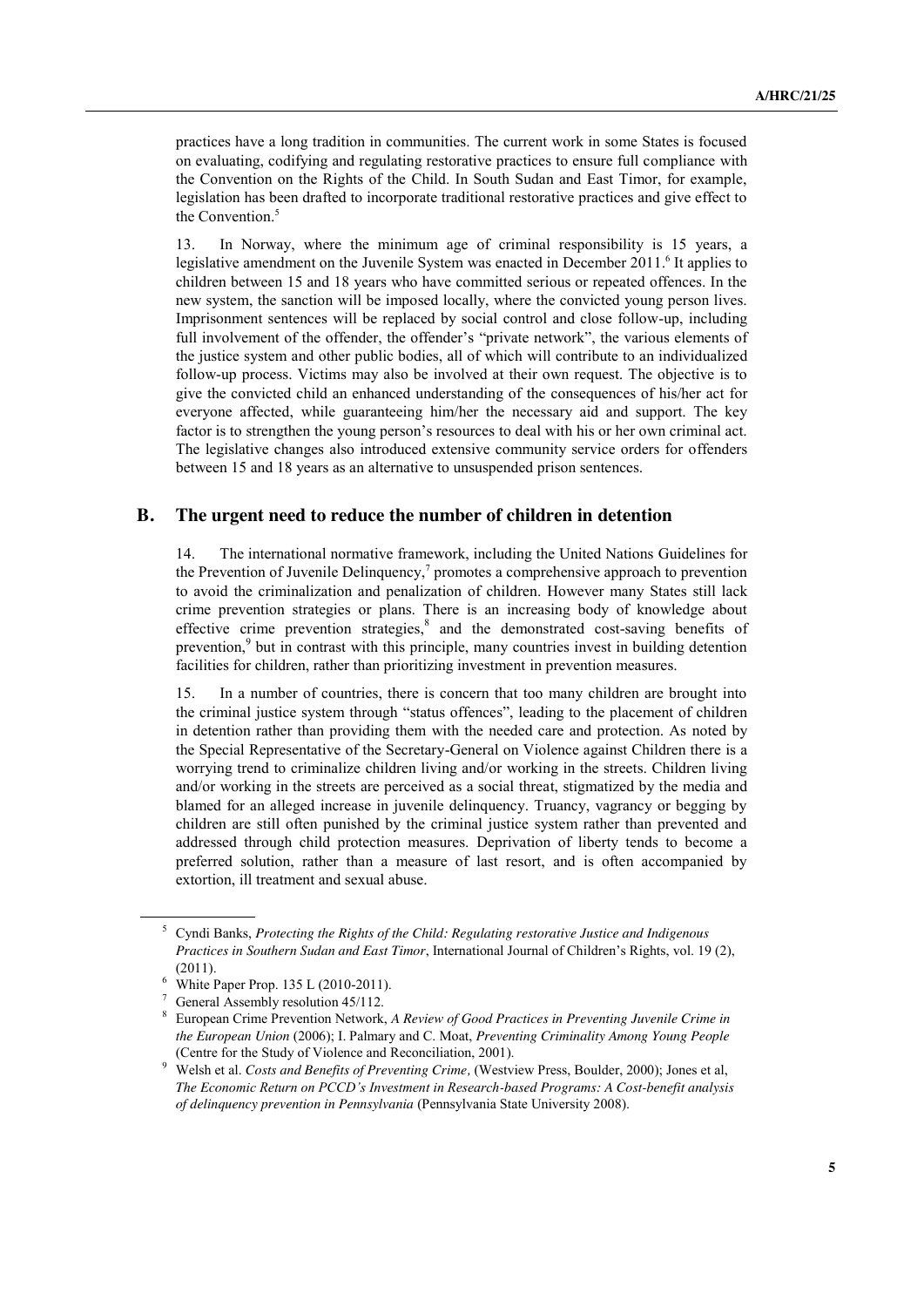practices have a long tradition in communities. The current work in some States is focused on evaluating, codifying and regulating restorative practices to ensure full compliance with the Convention on the Rights of the Child. In South Sudan and East Timor, for example, legislation has been drafted to incorporate traditional restorative practices and give effect to the Convention.[5]

13. In Norway, where the minimum age of criminal responsibility is 15 years, a legislative amendment on the Juvenile System was enacted in December 2011.[6] It applies to children between 15 and 18 years who have committed serious or repeated offences. In the new system, the sanction will be imposed locally, where the convicted young person lives. Imprisonment sentences will be replaced by social control and close follow-up, including full involvement of the offender, the offender's "private network", the various elements of the justice system and other public bodies, all of which will contribute to an individualized follow-up process. Victims may also be involved at their own request. The objective is to give the convicted child an enhanced understanding of the consequences of his/her act for everyone affected, while guaranteeing him/her the necessary aid and support. The key factor is to strengthen the young person's resources to deal with his or her own criminal act. The legislative changes also introduced extensive community service orders for offenders between 15 and 18 years as an alternative to unsuspended prison sentences.

## B. The urgent need to reduce the number of children in detention

14. The international normative framework, including the United Nations Guidelines for the Prevention of Juvenile Delinquency,[7] promotes a comprehensive approach to prevention to avoid the criminalization and penalization of children. However many States still lack crime prevention strategies or plans. There is an increasing body of knowledge about effective crime prevention strategies,[8] and the demonstrated cost-saving benefits of prevention,[9] but in contrast with this principle, many countries invest in building detention facilities for children, rather than prioritizing investment in prevention measures.

15. In a number of countries, there is concern that too many children are brought into the criminal justice system through "status offences", leading to the placement of children in detention rather than providing them with the needed care and protection. As noted by the Special Representative of the Secretary-General on Violence against Children there is a worrying trend to criminalize children living and/or working in the streets. Children living and/or working in the streets are perceived as a social threat, stigmatized by the media and blamed for an alleged increase in juvenile delinquency. Truancy, vagrancy or begging by children are still often punished by the criminal justice system rather than prevented and addressed through child protection measures. Deprivation of liberty tends to become a preferred solution, rather than a measure of last resort, and is often accompanied by extortion, ill treatment and sexual abuse.

---

[5] Cyndi Banks, *Protecting the Rights of the Child: Regulating restorative Justice and Indigenous Practices in Southern Sudan and East Timor*, International Journal of Children's Rights, vol. 19 (2), (2011).

[6] White Paper Prop. 135 L (2010-2011).

[7] General Assembly resolution 45/112.

[8] European Crime Prevention Network, *A Review of Good Practices in Preventing Juvenile Crime in the European Union* (2006); I. Palmary and C. Moat, *Preventing Criminality Among Young People* (Centre for the Study of Violence and Reconciliation, 2001).

[9] Welsh et al. *Costs and Benefits of Preventing Crime,* (Westview Press, Boulder, 2000); Jones et al, *The Economic Return on PCCD's Investment in Research-based Programs: A Cost-benefit analysis of delinquency prevention in Pennsylvania* (Pennsylvania State University 2008).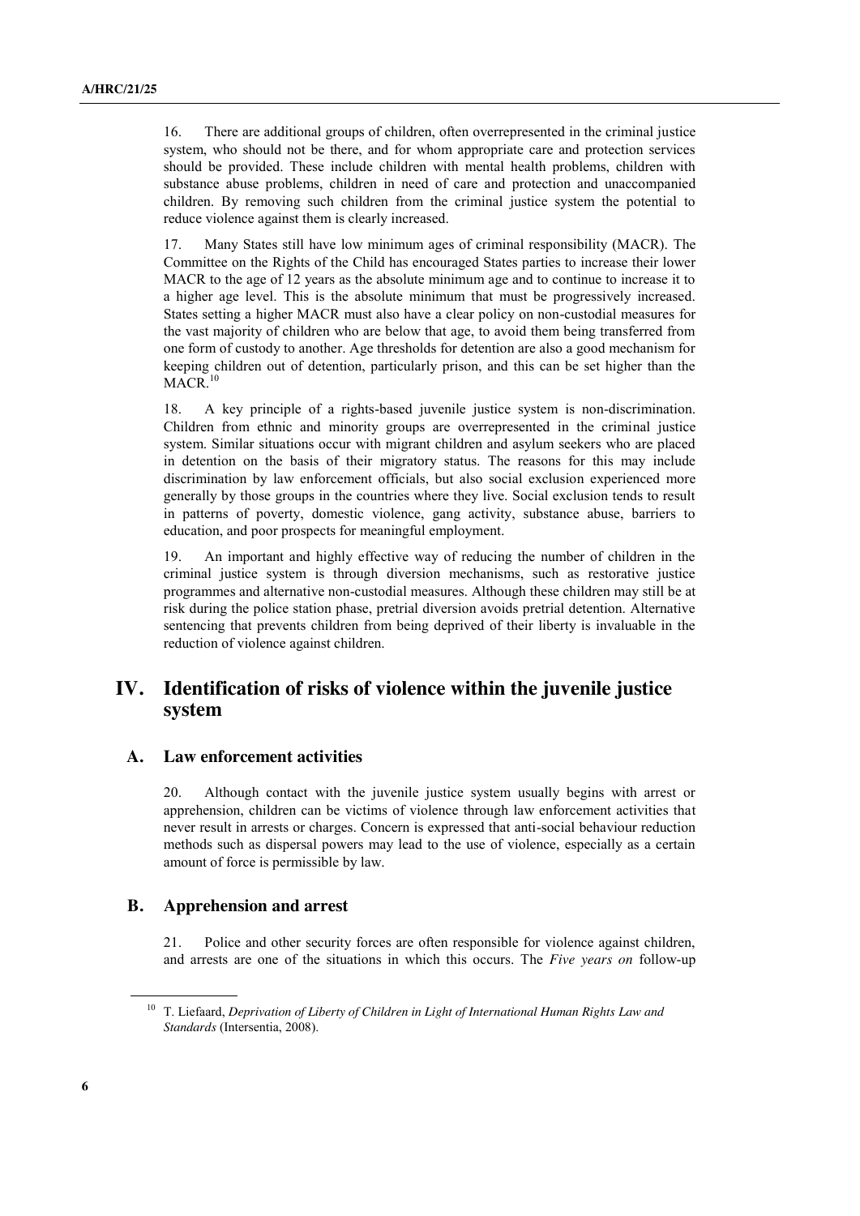16. There are additional groups of children, often overrepresented in the criminal justice system, who should not be there, and for whom appropriate care and protection services should be provided. These include children with mental health problems, children with substance abuse problems, children in need of care and protection and unaccompanied children. By removing such children from the criminal justice system the potential to reduce violence against them is clearly increased.

17. Many States still have low minimum ages of criminal responsibility (MACR). The Committee on the Rights of the Child has encouraged States parties to increase their lower MACR to the age of 12 years as the absolute minimum age and to continue to increase it to a higher age level. This is the absolute minimum that must be progressively increased. States setting a higher MACR must also have a clear policy on non-custodial measures for the vast majority of children who are below that age, to avoid them being transferred from one form of custody to another. Age thresholds for detention are also a good mechanism for keeping children out of detention, particularly prison, and this can be set higher than the MACR.[10]

18. A key principle of a rights-based juvenile justice system is non-discrimination. Children from ethnic and minority groups are overrepresented in the criminal justice system. Similar situations occur with migrant children and asylum seekers who are placed in detention on the basis of their migratory status. The reasons for this may include discrimination by law enforcement officials, but also social exclusion experienced more generally by those groups in the countries where they live. Social exclusion tends to result in patterns of poverty, domestic violence, gang activity, substance abuse, barriers to education, and poor prospects for meaningful employment.

19. An important and highly effective way of reducing the number of children in the criminal justice system is through diversion mechanisms, such as restorative justice programmes and alternative non-custodial measures. Although these children may still be at risk during the police station phase, pretrial diversion avoids pretrial detention. Alternative sentencing that prevents children from being deprived of their liberty is invaluable in the reduction of violence against children.

# IV. Identification of risks of violence within the juvenile justice system

## A. Law enforcement activities

20. Although contact with the juvenile justice system usually begins with arrest or apprehension, children can be victims of violence through law enforcement activities that never result in arrests or charges. Concern is expressed that anti-social behaviour reduction methods such as dispersal powers may lead to the use of violence, especially as a certain amount of force is permissible by law.

## B. Apprehension and arrest

21. Police and other security forces are often responsible for violence against children, and arrests are one of the situations in which this occurs. The *Five years on* follow-up

---

[10] T. Liefaard, *Deprivation of Liberty of Children in Light of International Human Rights Law and Standards* (Intersentia, 2008).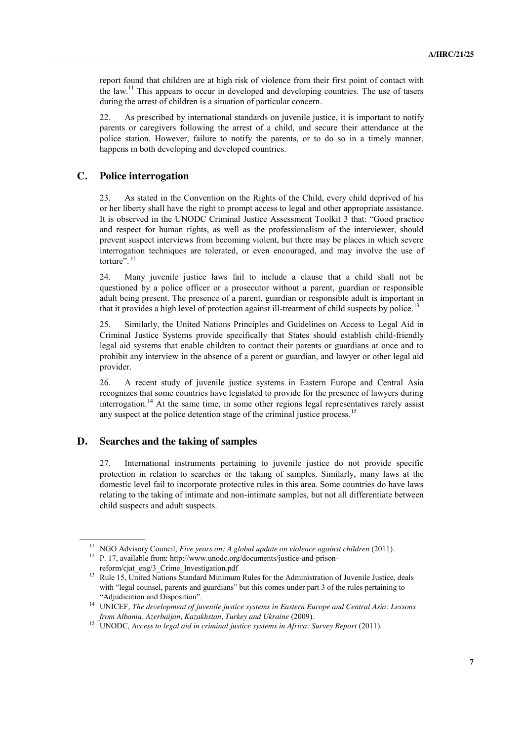report found that children are at high risk of violence from their first point of contact with the law.[11] This appears to occur in developed and developing countries. The use of tasers during the arrest of children is a situation of particular concern.

22. As prescribed by international standards on juvenile justice, it is important to notify parents or caregivers following the arrest of a child, and secure their attendance at the police station. However, failure to notify the parents, or to do so in a timely manner, happens in both developing and developed countries.

## C. Police interrogation

23. As stated in the Convention on the Rights of the Child, every child deprived of his or her liberty shall have the right to prompt access to legal and other appropriate assistance. It is observed in the UNODC Criminal Justice Assessment Toolkit 3 that: "Good practice and respect for human rights, as well as the professionalism of the interviewer, should prevent suspect interviews from becoming violent, but there may be places in which severe interrogation techniques are tolerated, or even encouraged, and may involve the use of torture".[12]

24. Many juvenile justice laws fail to include a clause that a child shall not be questioned by a police officer or a prosecutor without a parent, guardian or responsible adult being present. The presence of a parent, guardian or responsible adult is important in that it provides a high level of protection against ill-treatment of child suspects by police.[13]

25. Similarly, the United Nations Principles and Guidelines on Access to Legal Aid in Criminal Justice Systems provide specifically that States should establish child-friendly legal aid systems that enable children to contact their parents or guardians at once and to prohibit any interview in the absence of a parent or guardian, and lawyer or other legal aid provider.

26. A recent study of juvenile justice systems in Eastern Europe and Central Asia recognizes that some countries have legislated to provide for the presence of lawyers during interrogation.[14] At the same time, in some other regions legal representatives rarely assist any suspect at the police detention stage of the criminal justice process.[15]

## D. Searches and the taking of samples

27. International instruments pertaining to juvenile justice do not provide specific protection in relation to searches or the taking of samples. Similarly, many laws at the domestic level fail to incorporate protective rules in this area. Some countries do have laws relating to the taking of intimate and non-intimate samples, but not all differentiate between child suspects and adult suspects.

---

[11] NGO Advisory Council, *Five years on: A global update on violence against children* (2011).

[12] P. 17, available from: http://www.unodc.org/documents/justice-and-prison-reform/cjat_eng/3_Crime_Investigation.pdf

[13] Rule 15, United Nations Standard Minimum Rules for the Administration of Juvenile Justice, deals with "legal counsel, parents and guardians" but this comes under part 3 of the rules pertaining to "Adjudication and Disposition".

[14] UNICEF, *The development of juvenile justice systems in Eastern Europe and Central Asia: Lessons from Albania, Azerbaijan, Kazakhstan, Turkey and Ukraine* (2009).

[15] UNODC, *Access to legal aid in criminal justice systems in Africa: Survey Report* (2011).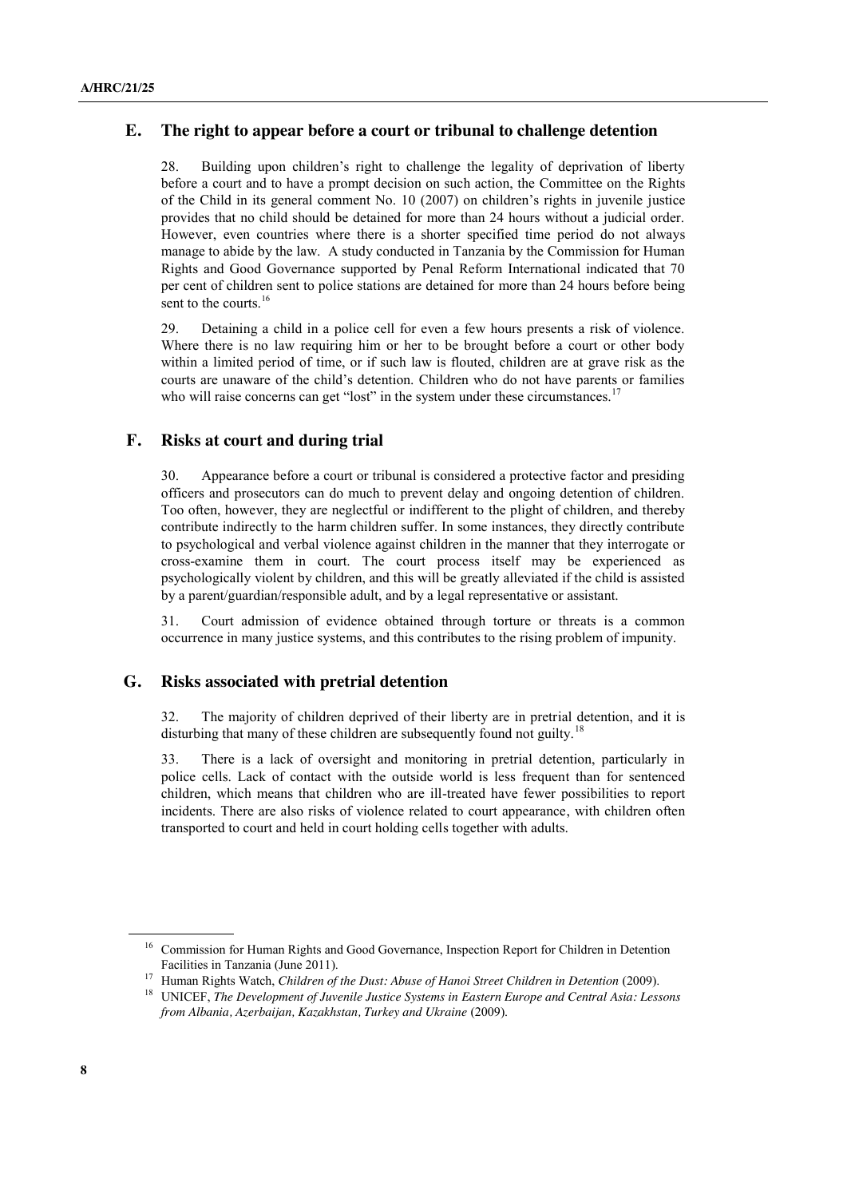## E. The right to appear before a court or tribunal to challenge detention

28. Building upon children's right to challenge the legality of deprivation of liberty before a court and to have a prompt decision on such action, the Committee on the Rights of the Child in its general comment No. 10 (2007) on children's rights in juvenile justice provides that no child should be detained for more than 24 hours without a judicial order. However, even countries where there is a shorter specified time period do not always manage to abide by the law. A study conducted in Tanzania by the Commission for Human Rights and Good Governance supported by Penal Reform International indicated that 70 per cent of children sent to police stations are detained for more than 24 hours before being sent to the courts.[16]

29. Detaining a child in a police cell for even a few hours presents a risk of violence. Where there is no law requiring him or her to be brought before a court or other body within a limited period of time, or if such law is flouted, children are at grave risk as the courts are unaware of the child's detention. Children who do not have parents or families who will raise concerns can get "lost" in the system under these circumstances.[17]

## F. Risks at court and during trial

30. Appearance before a court or tribunal is considered a protective factor and presiding officers and prosecutors can do much to prevent delay and ongoing detention of children. Too often, however, they are neglectful or indifferent to the plight of children, and thereby contribute indirectly to the harm children suffer. In some instances, they directly contribute to psychological and verbal violence against children in the manner that they interrogate or cross-examine them in court. The court process itself may be experienced as psychologically violent by children, and this will be greatly alleviated if the child is assisted by a parent/guardian/responsible adult, and by a legal representative or assistant.

31. Court admission of evidence obtained through torture or threats is a common occurrence in many justice systems, and this contributes to the rising problem of impunity.

## G. Risks associated with pretrial detention

32. The majority of children deprived of their liberty are in pretrial detention, and it is disturbing that many of these children are subsequently found not guilty.[18]

33. There is a lack of oversight and monitoring in pretrial detention, particularly in police cells. Lack of contact with the outside world is less frequent than for sentenced children, which means that children who are ill-treated have fewer possibilities to report incidents. There are also risks of violence related to court appearance, with children often transported to court and held in court holding cells together with adults.

---

[16] Commission for Human Rights and Good Governance, Inspection Report for Children in Detention Facilities in Tanzania (June 2011).

[17] Human Rights Watch, *Children of the Dust: Abuse of Hanoi Street Children in Detention* (2009).

[18] UNICEF, *The Development of Juvenile Justice Systems in Eastern Europe and Central Asia: Lessons from Albania, Azerbaijan, Kazakhstan, Turkey and Ukraine* (2009).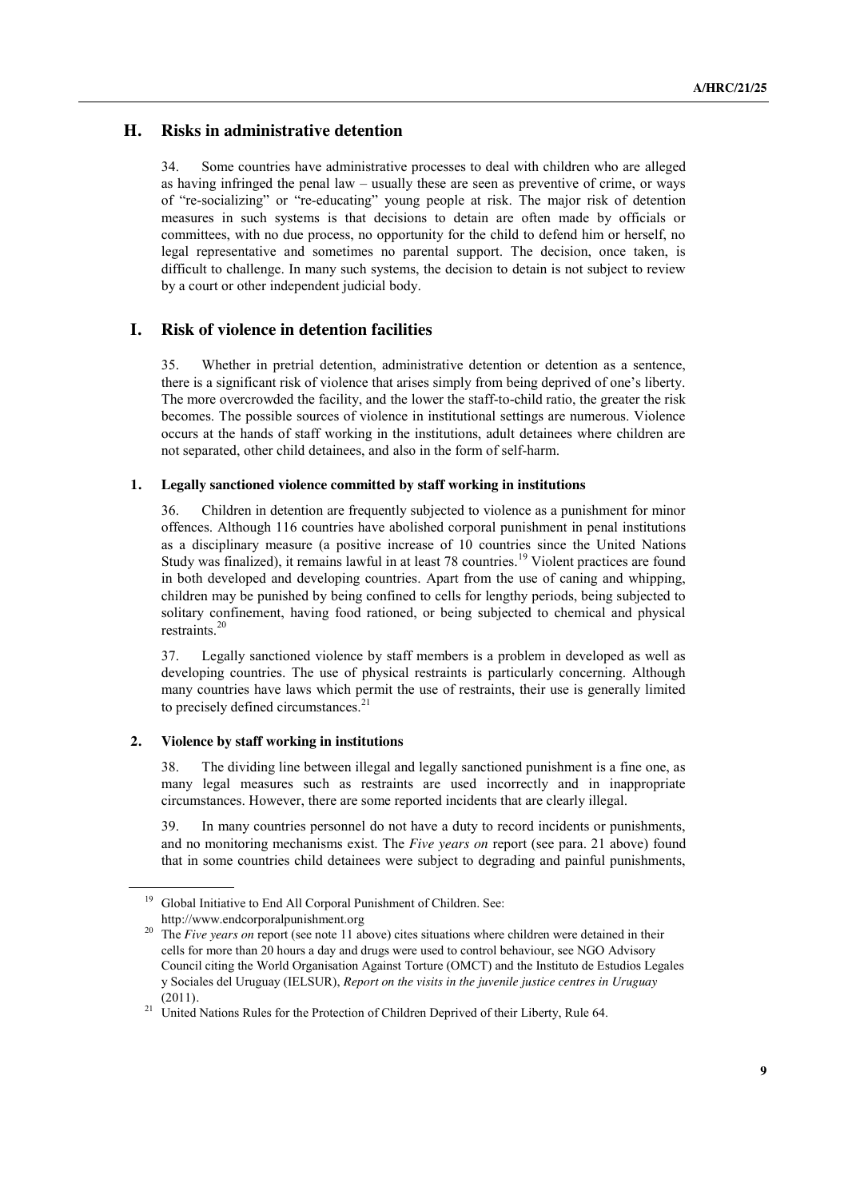## H. Risks in administrative detention

34. Some countries have administrative processes to deal with children who are alleged as having infringed the penal law – usually these are seen as preventive of crime, or ways of "re-socializing" or "re-educating" young people at risk. The major risk of detention measures in such systems is that decisions to detain are often made by officials or committees, with no due process, no opportunity for the child to defend him or herself, no legal representative and sometimes no parental support. The decision, once taken, is difficult to challenge. In many such systems, the decision to detain is not subject to review by a court or other independent judicial body.

## I. Risk of violence in detention facilities

35. Whether in pretrial detention, administrative detention or detention as a sentence, there is a significant risk of violence that arises simply from being deprived of one's liberty. The more overcrowded the facility, and the lower the staff-to-child ratio, the greater the risk becomes. The possible sources of violence in institutional settings are numerous. Violence occurs at the hands of staff working in the institutions, adult detainees where children are not separated, other child detainees, and also in the form of self-harm.

### 1. Legally sanctioned violence committed by staff working in institutions

36. Children in detention are frequently subjected to violence as a punishment for minor offences. Although 116 countries have abolished corporal punishment in penal institutions as a disciplinary measure (a positive increase of 10 countries since the United Nations Study was finalized), it remains lawful in at least 78 countries.[19] Violent practices are found in both developed and developing countries. Apart from the use of caning and whipping, children may be punished by being confined to cells for lengthy periods, being subjected to solitary confinement, having food rationed, or being subjected to chemical and physical restraints.[20]

37. Legally sanctioned violence by staff members is a problem in developed as well as developing countries. The use of physical restraints is particularly concerning. Although many countries have laws which permit the use of restraints, their use is generally limited to precisely defined circumstances.[21]

### 2. Violence by staff working in institutions

38. The dividing line between illegal and legally sanctioned punishment is a fine one, as many legal measures such as restraints are used incorrectly and in inappropriate circumstances. However, there are some reported incidents that are clearly illegal.

39. In many countries personnel do not have a duty to record incidents or punishments, and no monitoring mechanisms exist. The *Five years on* report (see para. 21 above) found that in some countries child detainees were subject to degrading and painful punishments,

---

[19] Global Initiative to End All Corporal Punishment of Children. See: http://www.endcorporalpunishment.org

[20] The *Five years on* report (see note 11 above) cites situations where children were detained in their cells for more than 20 hours a day and drugs were used to control behaviour, see NGO Advisory Council citing the World Organisation Against Torture (OMCT) and the Instituto de Estudios Legales y Sociales del Uruguay (IELSUR), *Report on the visits in the juvenile justice centres in Uruguay* (2011).

[21] United Nations Rules for the Protection of Children Deprived of their Liberty, Rule 64.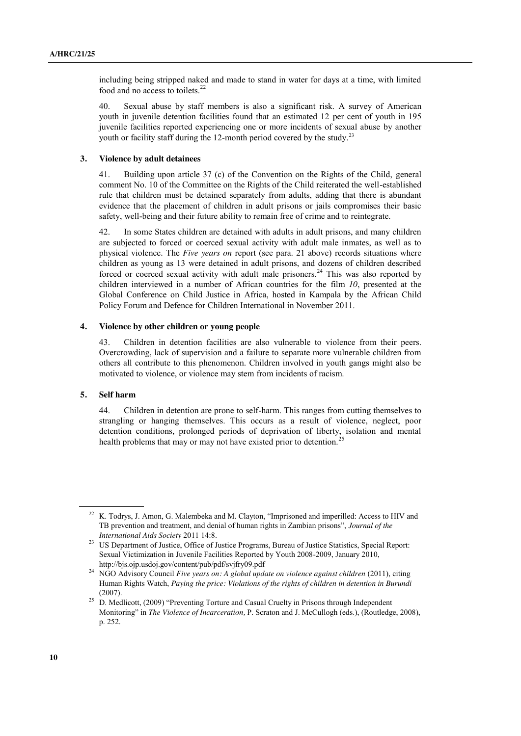including being stripped naked and made to stand in water for days at a time, with limited food and no access to toilets.[22]

40. Sexual abuse by staff members is also a significant risk. A survey of American youth in juvenile detention facilities found that an estimated 12 per cent of youth in 195 juvenile facilities reported experiencing one or more incidents of sexual abuse by another youth or facility staff during the 12-month period covered by the study.[23]

### 3. Violence by adult detainees

41. Building upon article 37 (c) of the Convention on the Rights of the Child, general comment No. 10 of the Committee on the Rights of the Child reiterated the well-established rule that children must be detained separately from adults, adding that there is abundant evidence that the placement of children in adult prisons or jails compromises their basic safety, well-being and their future ability to remain free of crime and to reintegrate.

42. In some States children are detained with adults in adult prisons, and many children are subjected to forced or coerced sexual activity with adult male inmates, as well as to physical violence. The *Five years on* report (see para. 21 above) records situations where children as young as 13 were detained in adult prisons, and dozens of children described forced or coerced sexual activity with adult male prisoners.[24] This was also reported by children interviewed in a number of African countries for the film *10*, presented at the Global Conference on Child Justice in Africa, hosted in Kampala by the African Child Policy Forum and Defence for Children International in November 2011.

### 4. Violence by other children or young people

43. Children in detention facilities are also vulnerable to violence from their peers. Overcrowding, lack of supervision and a failure to separate more vulnerable children from others all contribute to this phenomenon. Children involved in youth gangs might also be motivated to violence, or violence may stem from incidents of racism.

### 5. Self harm

44. Children in detention are prone to self-harm. This ranges from cutting themselves to strangling or hanging themselves. This occurs as a result of violence, neglect, poor detention conditions, prolonged periods of deprivation of liberty, isolation and mental health problems that may or may not have existed prior to detention.[25]

---

[22] K. Todrys, J. Amon, G. Malembeka and M. Clayton, "Imprisoned and imperilled: Access to HIV and TB prevention and treatment, and denial of human rights in Zambian prisons", *Journal of the International Aids Society* 2011 14:8.

[23] US Department of Justice, Office of Justice Programs, Bureau of Justice Statistics, Special Report: Sexual Victimization in Juvenile Facilities Reported by Youth 2008-2009, January 2010, http://bjs.ojp.usdoj.gov/content/pub/pdf/svjfry09.pdf

[24] NGO Advisory Council *Five years on: A global update on violence against children* (2011), citing Human Rights Watch, *Paying the price: Violations of the rights of children in detention in Burundi* (2007).

[25] D. Medlicott, (2009) "Preventing Torture and Casual Cruelty in Prisons through Independent Monitoring" in *The Violence of Incarceration,* P. Scraton and J. McCullogh (eds.), (Routledge, 2008), p. 252.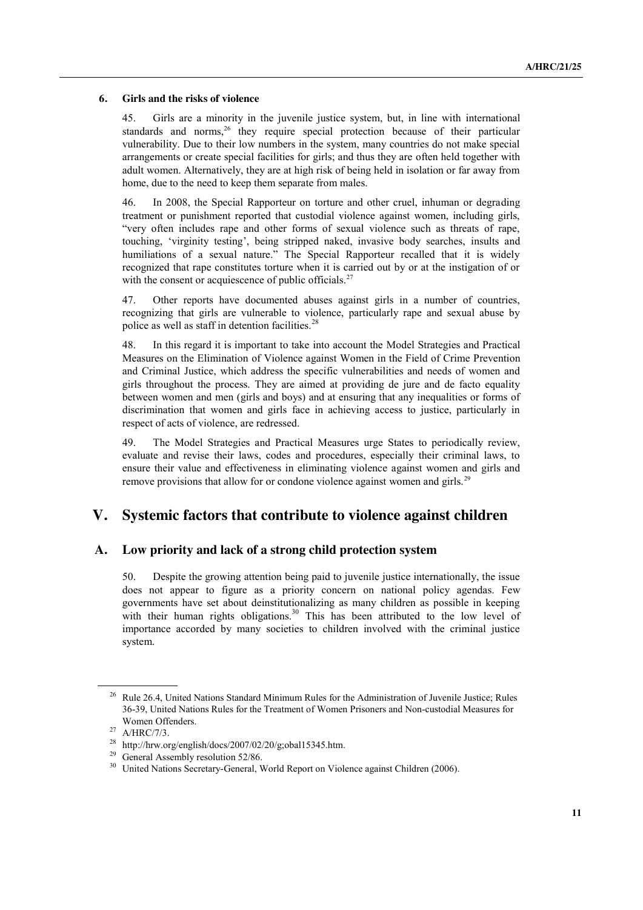### 6. Girls and the risks of violence

45. Girls are a minority in the juvenile justice system, but, in line with international standards and norms,[26] they require special protection because of their particular vulnerability. Due to their low numbers in the system, many countries do not make special arrangements or create special facilities for girls; and thus they are often held together with adult women. Alternatively, they are at high risk of being held in isolation or far away from home, due to the need to keep them separate from males.

46. In 2008, the Special Rapporteur on torture and other cruel, inhuman or degrading treatment or punishment reported that custodial violence against women, including girls, "very often includes rape and other forms of sexual violence such as threats of rape, touching, 'virginity testing', being stripped naked, invasive body searches, insults and humiliations of a sexual nature." The Special Rapporteur recalled that it is widely recognized that rape constitutes torture when it is carried out by or at the instigation of or with the consent or acquiescence of public officials.[27]

47. Other reports have documented abuses against girls in a number of countries, recognizing that girls are vulnerable to violence, particularly rape and sexual abuse by police as well as staff in detention facilities.[28]

48. In this regard it is important to take into account the Model Strategies and Practical Measures on the Elimination of Violence against Women in the Field of Crime Prevention and Criminal Justice, which address the specific vulnerabilities and needs of women and girls throughout the process. They are aimed at providing de jure and de facto equality between women and men (girls and boys) and at ensuring that any inequalities or forms of discrimination that women and girls face in achieving access to justice, particularly in respect of acts of violence, are redressed.

49. The Model Strategies and Practical Measures urge States to periodically review, evaluate and revise their laws, codes and procedures, especially their criminal laws, to ensure their value and effectiveness in eliminating violence against women and girls and remove provisions that allow for or condone violence against women and girls.[29]

# V. Systemic factors that contribute to violence against children

## A. Low priority and lack of a strong child protection system

50. Despite the growing attention being paid to juvenile justice internationally, the issue does not appear to figure as a priority concern on national policy agendas. Few governments have set about deinstitutionalizing as many children as possible in keeping with their human rights obligations.[30] This has been attributed to the low level of importance accorded by many societies to children involved with the criminal justice system.

---

[26] Rule 26.4, United Nations Standard Minimum Rules for the Administration of Juvenile Justice; Rules 36-39, United Nations Rules for the Treatment of Women Prisoners and Non-custodial Measures for Women Offenders.

[27] A/HRC/7/3.

[28] http://hrw.org/english/docs/2007/02/20/g;obal15345.htm.

[29] General Assembly resolution 52/86.

[30] United Nations Secretary-General, World Report on Violence against Children (2006).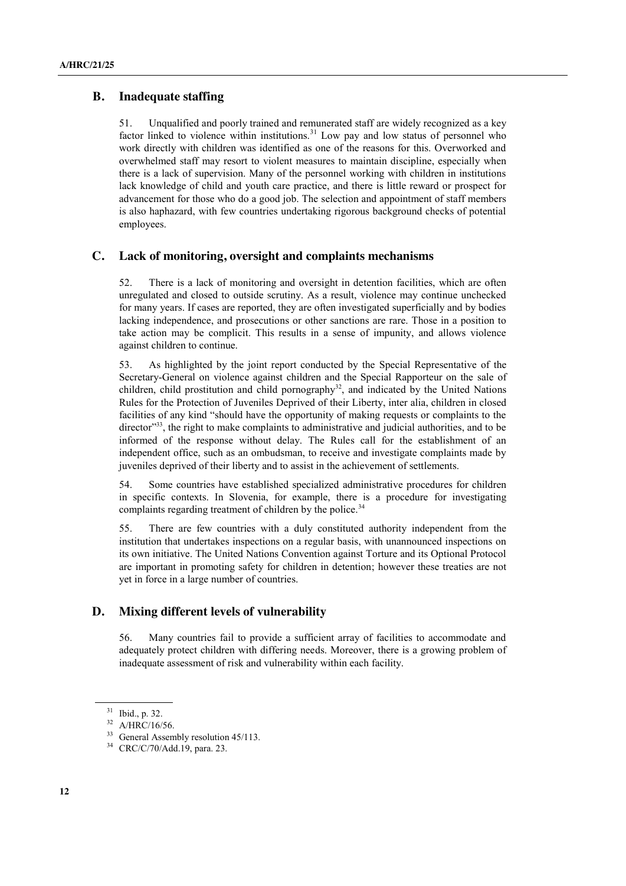## B. Inadequate staffing

51. Unqualified and poorly trained and remunerated staff are widely recognized as a key factor linked to violence within institutions.[31] Low pay and low status of personnel who work directly with children was identified as one of the reasons for this. Overworked and overwhelmed staff may resort to violent measures to maintain discipline, especially when there is a lack of supervision. Many of the personnel working with children in institutions lack knowledge of child and youth care practice, and there is little reward or prospect for advancement for those who do a good job. The selection and appointment of staff members is also haphazard, with few countries undertaking rigorous background checks of potential employees.

## C. Lack of monitoring, oversight and complaints mechanisms

52. There is a lack of monitoring and oversight in detention facilities, which are often unregulated and closed to outside scrutiny. As a result, violence may continue unchecked for many years. If cases are reported, they are often investigated superficially and by bodies lacking independence, and prosecutions or other sanctions are rare. Those in a position to take action may be complicit. This results in a sense of impunity, and allows violence against children to continue.

53. As highlighted by the joint report conducted by the Special Representative of the Secretary-General on violence against children and the Special Rapporteur on the sale of children, child prostitution and child pornography[32], and indicated by the United Nations Rules for the Protection of Juveniles Deprived of their Liberty, inter alia, children in closed facilities of any kind "should have the opportunity of making requests or complaints to the director"[33], the right to make complaints to administrative and judicial authorities, and to be informed of the response without delay. The Rules call for the establishment of an independent office, such as an ombudsman, to receive and investigate complaints made by juveniles deprived of their liberty and to assist in the achievement of settlements.

54. Some countries have established specialized administrative procedures for children in specific contexts. In Slovenia, for example, there is a procedure for investigating complaints regarding treatment of children by the police.[34]

55. There are few countries with a duly constituted authority independent from the institution that undertakes inspections on a regular basis, with unannounced inspections on its own initiative. The United Nations Convention against Torture and its Optional Protocol are important in promoting safety for children in detention; however these treaties are not yet in force in a large number of countries.

## D. Mixing different levels of vulnerability

56. Many countries fail to provide a sufficient array of facilities to accommodate and adequately protect children with differing needs. Moreover, there is a growing problem of inadequate assessment of risk and vulnerability within each facility.

---

[31] Ibid., p. 32.

[32] A/HRC/16/56.

[33] General Assembly resolution 45/113.

[34] CRC/C/70/Add.19, para. 23.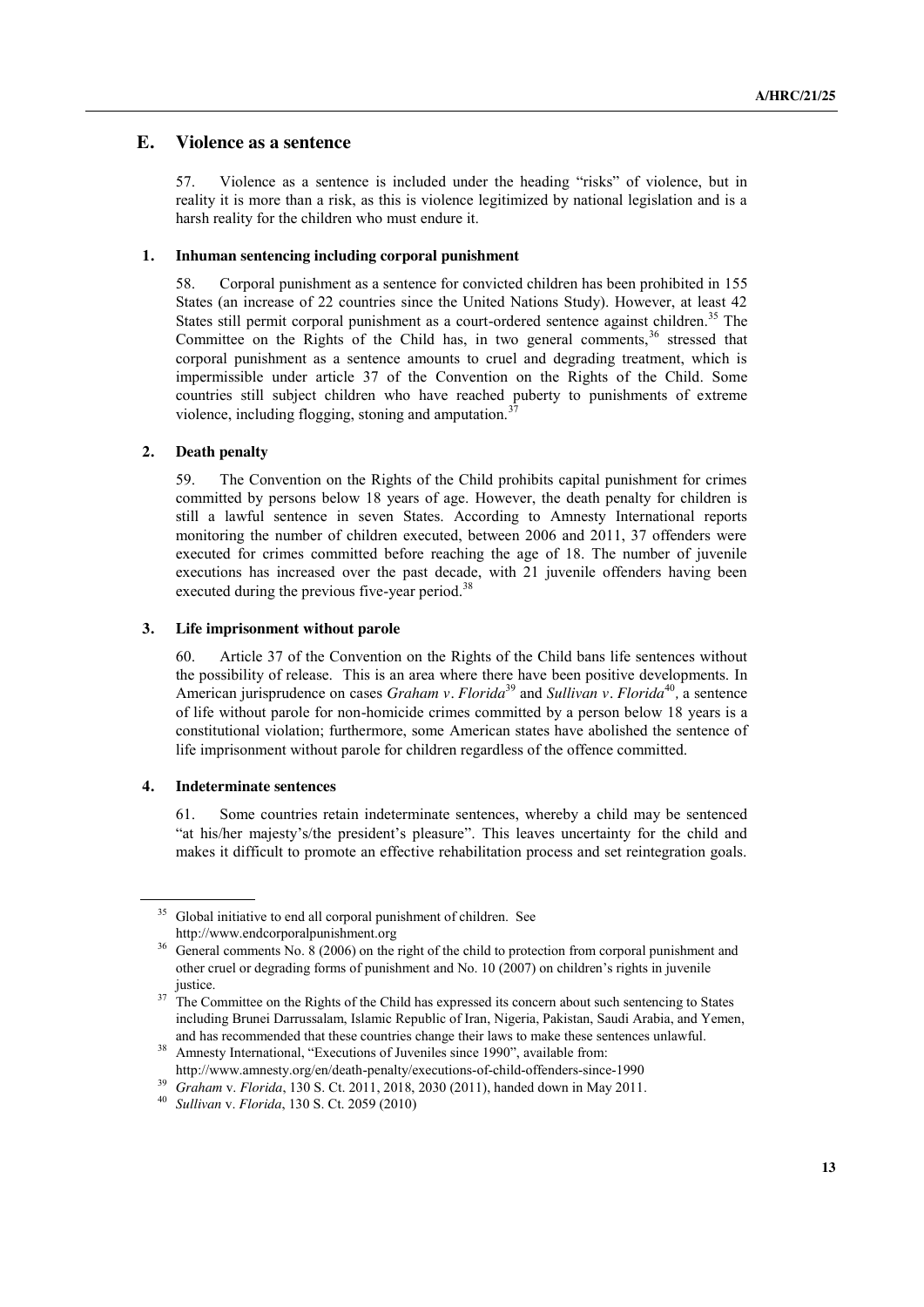## E. Violence as a sentence

57. Violence as a sentence is included under the heading "risks" of violence, but in reality it is more than a risk, as this is violence legitimized by national legislation and is a harsh reality for the children who must endure it.

### 1. Inhuman sentencing including corporal punishment

58. Corporal punishment as a sentence for convicted children has been prohibited in 155 States (an increase of 22 countries since the United Nations Study). However, at least 42 States still permit corporal punishment as a court-ordered sentence against children.[35] The Committee on the Rights of the Child has, in two general comments,[36] stressed that corporal punishment as a sentence amounts to cruel and degrading treatment, which is impermissible under article 37 of the Convention on the Rights of the Child. Some countries still subject children who have reached puberty to punishments of extreme violence, including flogging, stoning and amputation.[37]

### 2. Death penalty

59. The Convention on the Rights of the Child prohibits capital punishment for crimes committed by persons below 18 years of age. However, the death penalty for children is still a lawful sentence in seven States. According to Amnesty International reports monitoring the number of children executed, between 2006 and 2011, 37 offenders were executed for crimes committed before reaching the age of 18. The number of juvenile executions has increased over the past decade, with 21 juvenile offenders having been executed during the previous five-year period.[38]

### 3. Life imprisonment without parole

60. Article 37 of the Convention on the Rights of the Child bans life sentences without the possibility of release. This is an area where there have been positive developments. In American jurisprudence on cases *Graham v. Florida*[39] and *Sullivan v. Florida*[40], a sentence of life without parole for non-homicide crimes committed by a person below 18 years is a constitutional violation; furthermore, some American states have abolished the sentence of life imprisonment without parole for children regardless of the offence committed.

### 4. Indeterminate sentences

61. Some countries retain indeterminate sentences, whereby a child may be sentenced "at his/her majesty's/the president's pleasure". This leaves uncertainty for the child and makes it difficult to promote an effective rehabilitation process and set reintegration goals.

---

[35] Global initiative to end all corporal punishment of children. See http://www.endcorporalpunishment.org

[36] General comments No. 8 (2006) on the right of the child to protection from corporal punishment and other cruel or degrading forms of punishment and No. 10 (2007) on children's rights in juvenile justice.

[37] The Committee on the Rights of the Child has expressed its concern about such sentencing to States including Brunei Darrussalam, Islamic Republic of Iran, Nigeria, Pakistan, Saudi Arabia, and Yemen, and has recommended that these countries change their laws to make these sentences unlawful.

[38] Amnesty International, "Executions of Juveniles since 1990", available from: http://www.amnesty.org/en/death-penalty/executions-of-child-offenders-since-1990

[39] *Graham* v. *Florida*, 130 S. Ct. 2011, 2018, 2030 (2011), handed down in May 2011.

[40] *Sullivan* v. *Florida*, 130 S. Ct. 2059 (2010)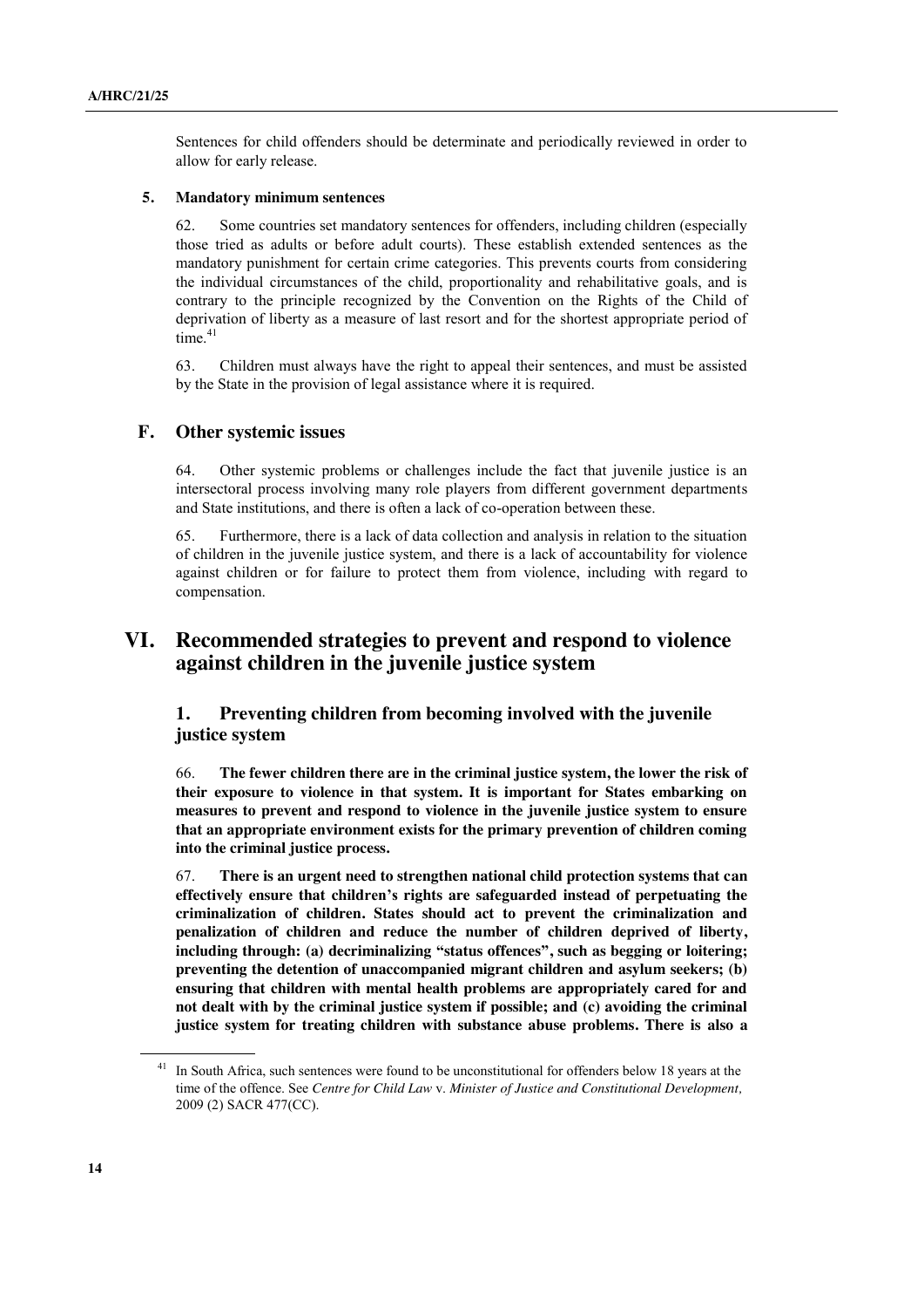Sentences for child offenders should be determinate and periodically reviewed in order to allow for early release.

### 5. Mandatory minimum sentences

62. Some countries set mandatory sentences for offenders, including children (especially those tried as adults or before adult courts). These establish extended sentences as the mandatory punishment for certain crime categories. This prevents courts from considering the individual circumstances of the child, proportionality and rehabilitative goals, and is contrary to the principle recognized by the Convention on the Rights of the Child of deprivation of liberty as a measure of last resort and for the shortest appropriate period of time.[41]

63. Children must always have the right to appeal their sentences, and must be assisted by the State in the provision of legal assistance where it is required.

## F. Other systemic issues

64. Other systemic problems or challenges include the fact that juvenile justice is an intersectoral process involving many role players from different government departments and State institutions, and there is often a lack of co-operation between these.

65. Furthermore, there is a lack of data collection and analysis in relation to the situation of children in the juvenile justice system, and there is a lack of accountability for violence against children or for failure to protect them from violence, including with regard to compensation.

# VI. Recommended strategies to prevent and respond to violence against children in the juvenile justice system

## 1. Preventing children from becoming involved with the juvenile justice system

66. **The fewer children there are in the criminal justice system, the lower the risk of their exposure to violence in that system. It is important for States embarking on measures to prevent and respond to violence in the juvenile justice system to ensure that an appropriate environment exists for the primary prevention of children coming into the criminal justice process.**

67. **There is an urgent need to strengthen national child protection systems that can effectively ensure that children's rights are safeguarded instead of perpetuating the criminalization of children. States should act to prevent the criminalization and penalization of children and reduce the number of children deprived of liberty, including through: (a) decriminalizing "status offences", such as begging or loitering; preventing the detention of unaccompanied migrant children and asylum seekers; (b) ensuring that children with mental health problems are appropriately cared for and not dealt with by the criminal justice system if possible; and (c) avoiding the criminal justice system for treating children with substance abuse problems. There is also a**

---

[41] In South Africa, such sentences were found to be unconstitutional for offenders below 18 years at the time of the offence. See *Centre for Child Law* v. *Minister of Justice and Constitutional Development,* 2009 (2) SACR 477(CC).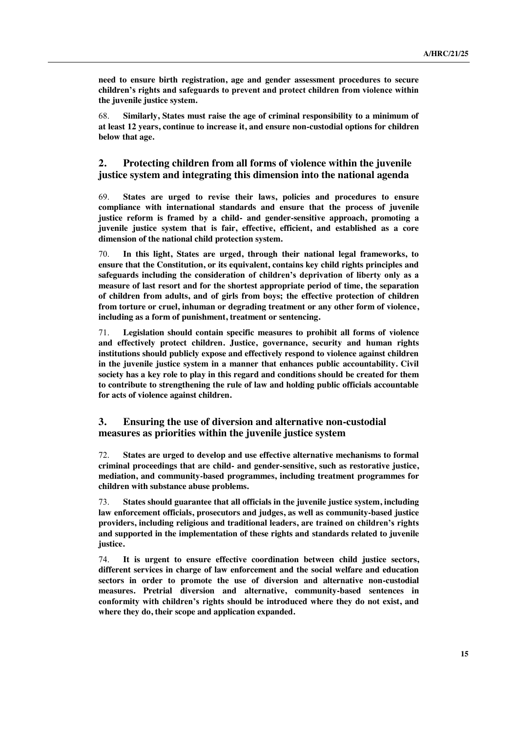**need to ensure birth registration, age and gender assessment procedures to secure children's rights and safeguards to prevent and protect children from violence within the juvenile justice system.**

68. **Similarly, States must raise the age of criminal responsibility to a minimum of at least 12 years, continue to increase it, and ensure non-custodial options for children below that age.**

## 2. Protecting children from all forms of violence within the juvenile justice system and integrating this dimension into the national agenda

69. **States are urged to revise their laws, policies and procedures to ensure compliance with international standards and ensure that the process of juvenile justice reform is framed by a child- and gender-sensitive approach, promoting a juvenile justice system that is fair, effective, efficient, and established as a core dimension of the national child protection system.**

70. **In this light, States are urged, through their national legal frameworks, to ensure that the Constitution, or its equivalent, contains key child rights principles and safeguards including the consideration of children's deprivation of liberty only as a measure of last resort and for the shortest appropriate period of time, the separation of children from adults, and of girls from boys; the effective protection of children from torture or cruel, inhuman or degrading treatment or any other form of violence, including as a form of punishment, treatment or sentencing.**

71. **Legislation should contain specific measures to prohibit all forms of violence and effectively protect children. Justice, governance, security and human rights institutions should publicly expose and effectively respond to violence against children in the juvenile justice system in a manner that enhances public accountability. Civil society has a key role to play in this regard and conditions should be created for them to contribute to strengthening the rule of law and holding public officials accountable for acts of violence against children.**

## 3. Ensuring the use of diversion and alternative non-custodial measures as priorities within the juvenile justice system

72. **States are urged to develop and use effective alternative mechanisms to formal criminal proceedings that are child- and gender-sensitive, such as restorative justice, mediation, and community-based programmes, including treatment programmes for children with substance abuse problems.**

73. **States should guarantee that all officials in the juvenile justice system, including law enforcement officials, prosecutors and judges, as well as community-based justice providers, including religious and traditional leaders, are trained on children's rights and supported in the implementation of these rights and standards related to juvenile justice.**

74. **It is urgent to ensure effective coordination between child justice sectors, different services in charge of law enforcement and the social welfare and education sectors in order to promote the use of diversion and alternative non-custodial measures. Pretrial diversion and alternative, community-based sentences in conformity with children's rights should be introduced where they do not exist, and where they do, their scope and application expanded.**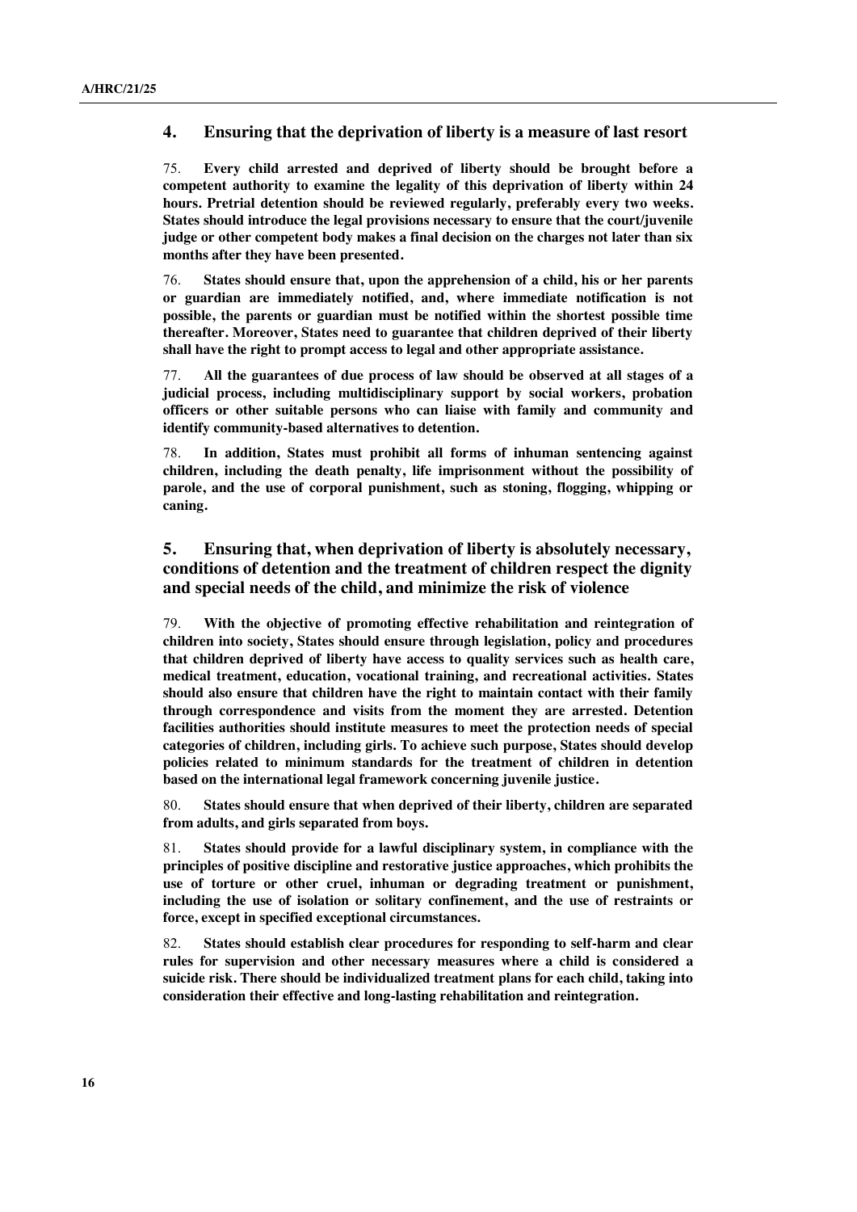### 4. Ensuring that the deprivation of liberty is a measure of last resort

75. **Every child arrested and deprived of liberty should be brought before a competent authority to examine the legality of this deprivation of liberty within 24 hours. Pretrial detention should be reviewed regularly, preferably every two weeks. States should introduce the legal provisions necessary to ensure that the court/juvenile judge or other competent body makes a final decision on the charges not later than six months after they have been presented.**

76. **States should ensure that, upon the apprehension of a child, his or her parents or guardian are immediately notified, and, where immediate notification is not possible, the parents or guardian must be notified within the shortest possible time thereafter. Moreover, States need to guarantee that children deprived of their liberty shall have the right to prompt access to legal and other appropriate assistance.**

77. **All the guarantees of due process of law should be observed at all stages of a judicial process, including multidisciplinary support by social workers, probation officers or other suitable persons who can liaise with family and community and identify community-based alternatives to detention.**

78. **In addition, States must prohibit all forms of inhuman sentencing against children, including the death penalty, life imprisonment without the possibility of parole, and the use of corporal punishment, such as stoning, flogging, whipping or caning.**

### 5. Ensuring that, when deprivation of liberty is absolutely necessary, conditions of detention and the treatment of children respect the dignity and special needs of the child, and minimize the risk of violence

79. **With the objective of promoting effective rehabilitation and reintegration of children into society, States should ensure through legislation, policy and procedures that children deprived of liberty have access to quality services such as health care, medical treatment, education, vocational training, and recreational activities. States should also ensure that children have the right to maintain contact with their family through correspondence and visits from the moment they are arrested. Detention facilities authorities should institute measures to meet the protection needs of special categories of children, including girls. To achieve such purpose, States should develop policies related to minimum standards for the treatment of children in detention based on the international legal framework concerning juvenile justice.**

80. **States should ensure that when deprived of their liberty, children are separated from adults, and girls separated from boys.**

81. **States should provide for a lawful disciplinary system, in compliance with the principles of positive discipline and restorative justice approaches, which prohibits the use of torture or other cruel, inhuman or degrading treatment or punishment, including the use of isolation or solitary confinement, and the use of restraints or force, except in specified exceptional circumstances.**

82. **States should establish clear procedures for responding to self-harm and clear rules for supervision and other necessary measures where a child is considered a suicide risk. There should be individualized treatment plans for each child, taking into consideration their effective and long-lasting rehabilitation and reintegration.**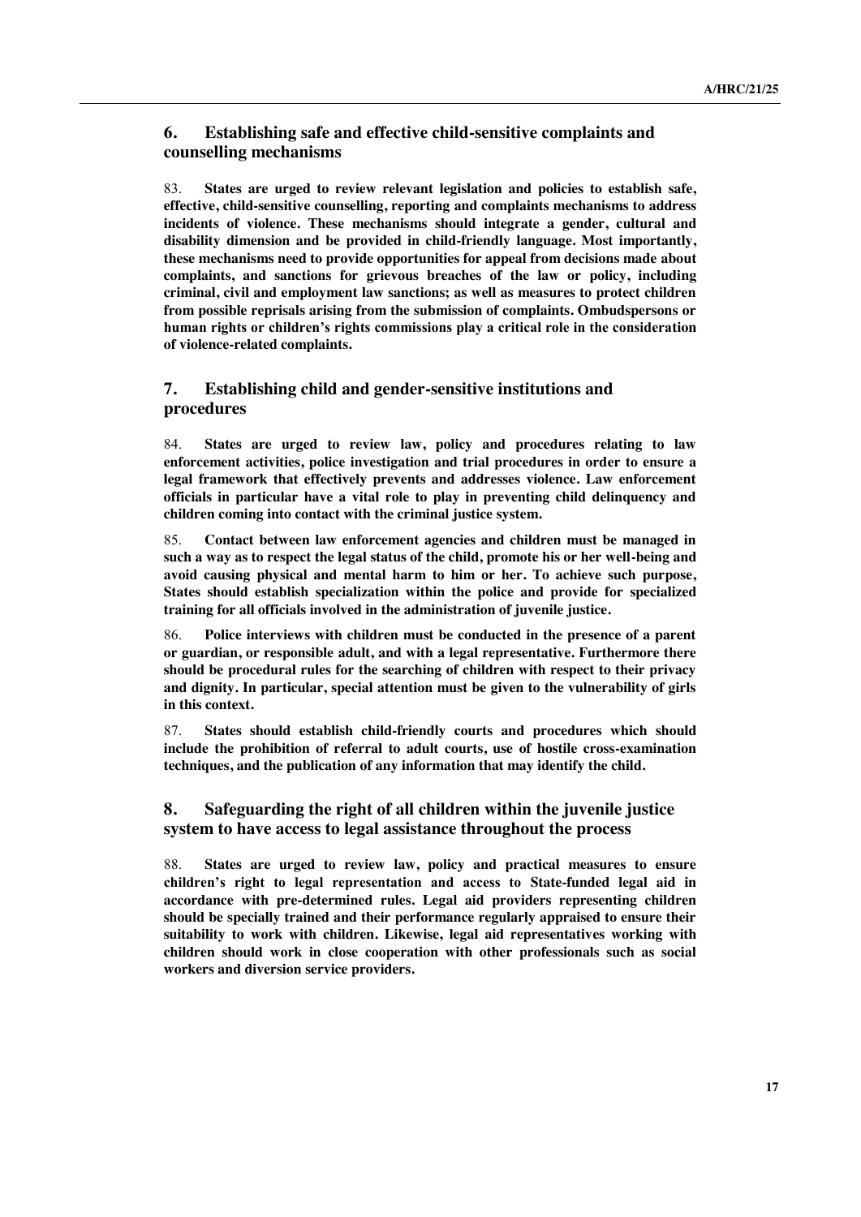## 6. Establishing safe and effective child-sensitive complaints and counselling mechanisms

83. **States are urged to review relevant legislation and policies to establish safe, effective, child-sensitive counselling, reporting and complaints mechanisms to address incidents of violence. These mechanisms should integrate a gender, cultural and disability dimension and be provided in child-friendly language. Most importantly, these mechanisms need to provide opportunities for appeal from decisions made about complaints, and sanctions for grievous breaches of the law or policy, including criminal, civil and employment law sanctions; as well as measures to protect children from possible reprisals arising from the submission of complaints. Ombudspersons or human rights or children's rights commissions play a critical role in the consideration of violence-related complaints.**

## 7. Establishing child and gender-sensitive institutions and procedures

84. **States are urged to review law, policy and procedures relating to law enforcement activities, police investigation and trial procedures in order to ensure a legal framework that effectively prevents and addresses violence. Law enforcement officials in particular have a vital role to play in preventing child delinquency and children coming into contact with the criminal justice system.**

85. **Contact between law enforcement agencies and children must be managed in such a way as to respect the legal status of the child, promote his or her well-being and avoid causing physical and mental harm to him or her. To achieve such purpose, States should establish specialization within the police and provide for specialized training for all officials involved in the administration of juvenile justice.**

86. **Police interviews with children must be conducted in the presence of a parent or guardian, or responsible adult, and with a legal representative. Furthermore there should be procedural rules for the searching of children with respect to their privacy and dignity. In particular, special attention must be given to the vulnerability of girls in this context.**

87. **States should establish child-friendly courts and procedures which should include the prohibition of referral to adult courts, use of hostile cross-examination techniques, and the publication of any information that may identify the child.**

## 8. Safeguarding the right of all children within the juvenile justice system to have access to legal assistance throughout the process

88. **States are urged to review law, policy and practical measures to ensure children's right to legal representation and access to State-funded legal aid in accordance with pre-determined rules. Legal aid providers representing children should be specially trained and their performance regularly appraised to ensure their suitability to work with children. Likewise, legal aid representatives working with children should work in close cooperation with other professionals such as social workers and diversion service providers.**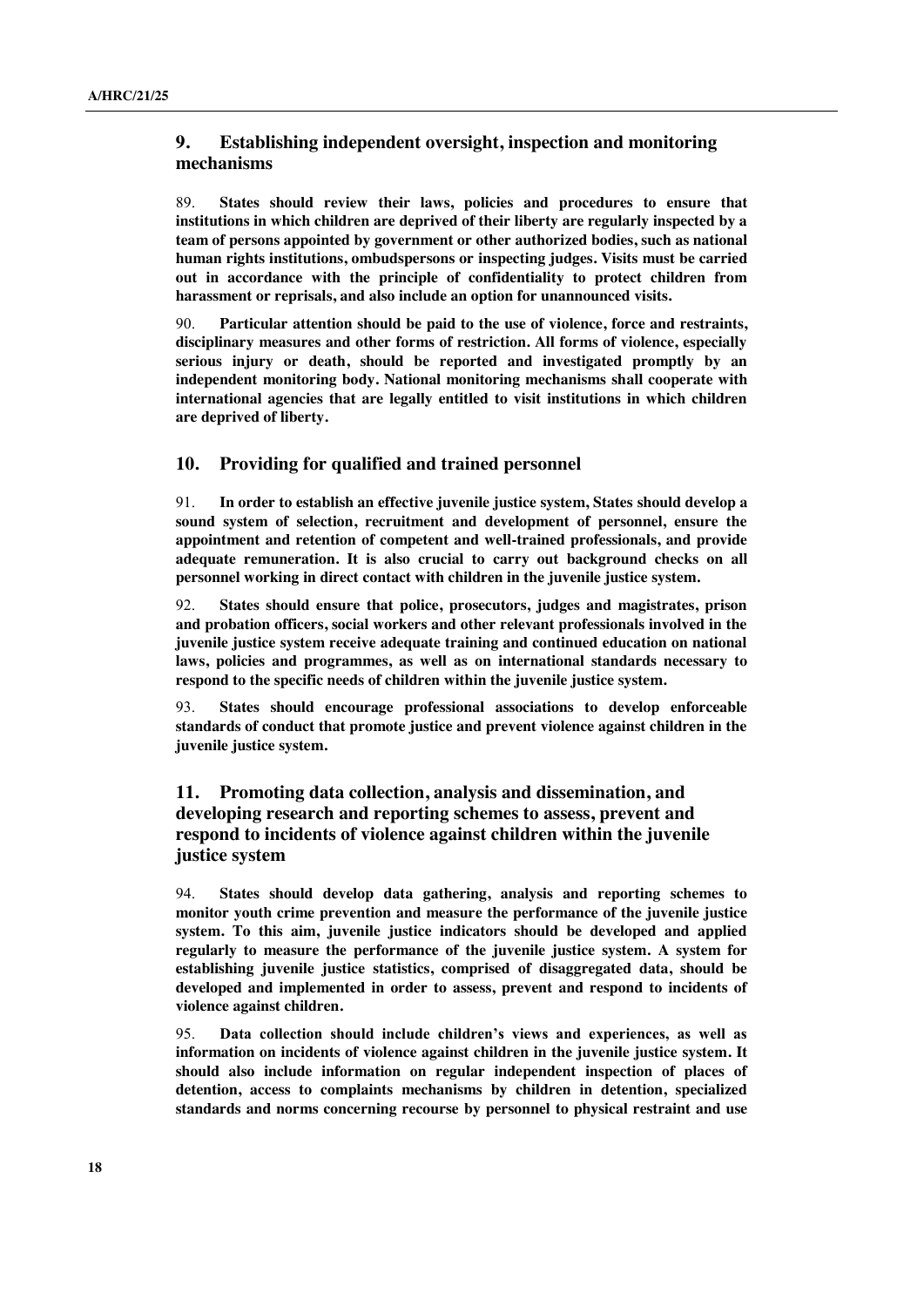## 9. Establishing independent oversight, inspection and monitoring mechanisms

89. **States should review their laws, policies and procedures to ensure that institutions in which children are deprived of their liberty are regularly inspected by a team of persons appointed by government or other authorized bodies, such as national human rights institutions, ombudspersons or inspecting judges. Visits must be carried out in accordance with the principle of confidentiality to protect children from harassment or reprisals, and also include an option for unannounced visits.**

90. **Particular attention should be paid to the use of violence, force and restraints, disciplinary measures and other forms of restriction. All forms of violence, especially serious injury or death, should be reported and investigated promptly by an independent monitoring body. National monitoring mechanisms shall cooperate with international agencies that are legally entitled to visit institutions in which children are deprived of liberty.**

## 10. Providing for qualified and trained personnel

91. **In order to establish an effective juvenile justice system, States should develop a sound system of selection, recruitment and development of personnel, ensure the appointment and retention of competent and well-trained professionals, and provide adequate remuneration. It is also crucial to carry out background checks on all personnel working in direct contact with children in the juvenile justice system.**

92. **States should ensure that police, prosecutors, judges and magistrates, prison and probation officers, social workers and other relevant professionals involved in the juvenile justice system receive adequate training and continued education on national laws, policies and programmes, as well as on international standards necessary to respond to the specific needs of children within the juvenile justice system.**

93. **States should encourage professional associations to develop enforceable standards of conduct that promote justice and prevent violence against children in the juvenile justice system.**

## 11. Promoting data collection, analysis and dissemination, and developing research and reporting schemes to assess, prevent and respond to incidents of violence against children within the juvenile justice system

94. **States should develop data gathering, analysis and reporting schemes to monitor youth crime prevention and measure the performance of the juvenile justice system. To this aim, juvenile justice indicators should be developed and applied regularly to measure the performance of the juvenile justice system. A system for establishing juvenile justice statistics, comprised of disaggregated data, should be developed and implemented in order to assess, prevent and respond to incidents of violence against children.**

95. **Data collection should include children's views and experiences, as well as information on incidents of violence against children in the juvenile justice system. It should also include information on regular independent inspection of places of detention, access to complaints mechanisms by children in detention, specialized standards and norms concerning recourse by personnel to physical restraint and use**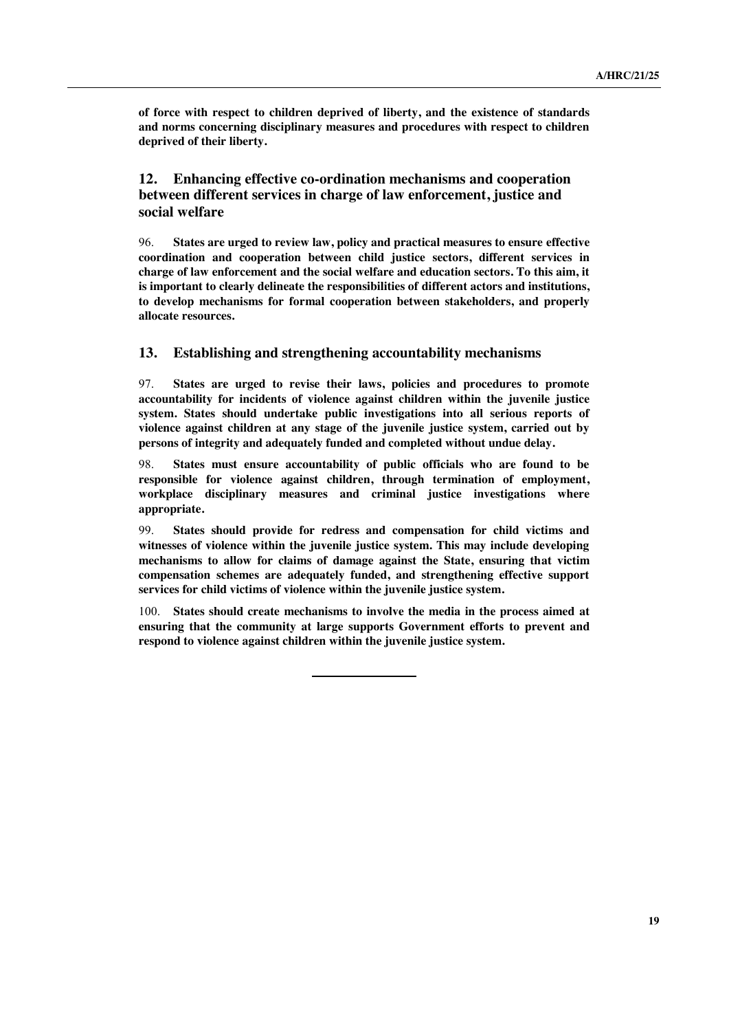**of force with respect to children deprived of liberty, and the existence of standards and norms concerning disciplinary measures and procedures with respect to children deprived of their liberty.**

## 12. Enhancing effective co-ordination mechanisms and cooperation between different services in charge of law enforcement, justice and social welfare

96. **States are urged to review law, policy and practical measures to ensure effective coordination and cooperation between child justice sectors, different services in charge of law enforcement and the social welfare and education sectors. To this aim, it is important to clearly delineate the responsibilities of different actors and institutions, to develop mechanisms for formal cooperation between stakeholders, and properly allocate resources.**

## 13. Establishing and strengthening accountability mechanisms

97. **States are urged to revise their laws, policies and procedures to promote accountability for incidents of violence against children within the juvenile justice system. States should undertake public investigations into all serious reports of violence against children at any stage of the juvenile justice system, carried out by persons of integrity and adequately funded and completed without undue delay.**

98. **States must ensure accountability of public officials who are found to be responsible for violence against children, through termination of employment, workplace disciplinary measures and criminal justice investigations where appropriate.**

99. **States should provide for redress and compensation for child victims and witnesses of violence within the juvenile justice system. This may include developing mechanisms to allow for claims of damage against the State, ensuring that victim compensation schemes are adequately funded, and strengthening effective support services for child victims of violence within the juvenile justice system.**

100. **States should create mechanisms to involve the media in the process aimed at ensuring that the community at large supports Government efforts to prevent and respond to violence against children within the juvenile justice system.**